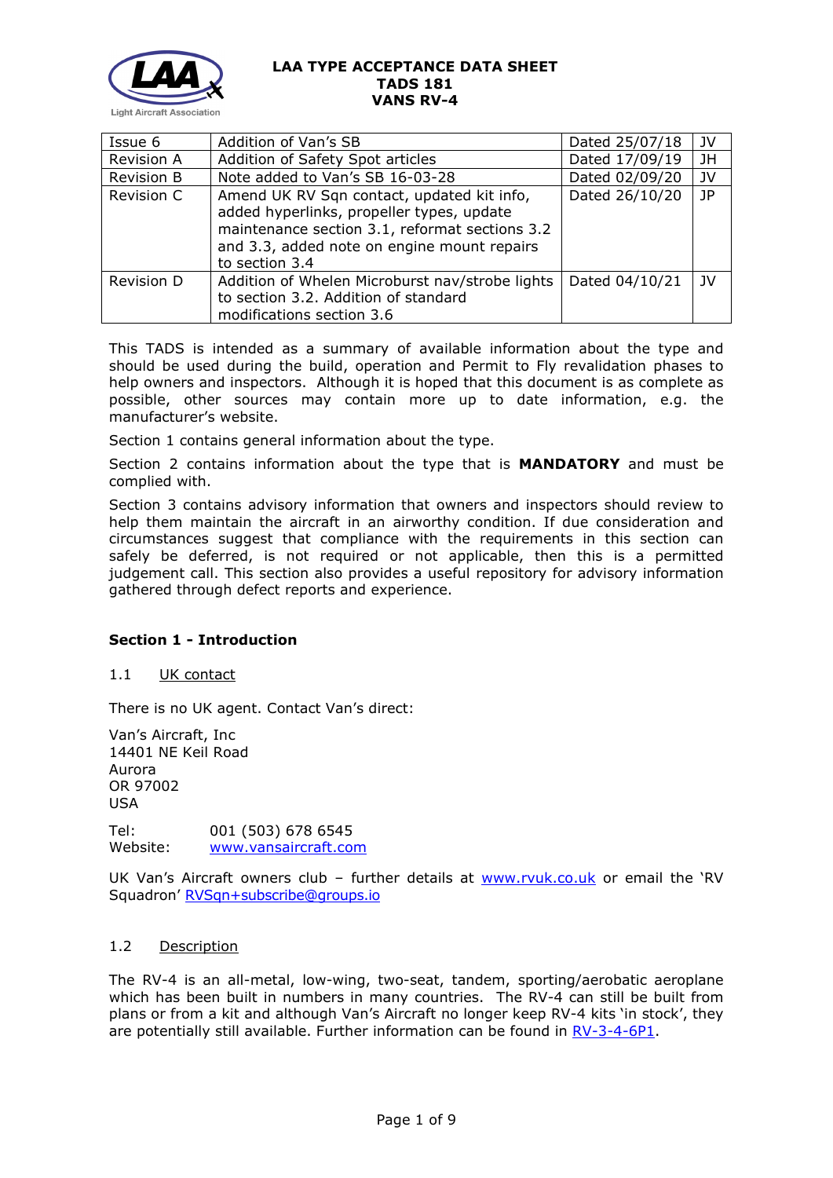**LAA TYPE ACCEPTANCE DATA SHEET**
**TADS 181**
**VANS RV-4**

| | | | |
|---|---|---|---|
| Issue 6 | Addition of Van's SB | Dated 25/07/18 | JV |
| Revision A | Addition of Safety Spot articles | Dated 17/09/19 | JH |
| Revision B | Note added to Van's SB 16-03-28 | Dated 02/09/20 | JV |
| Revision C | Amend UK RV Sqn contact, updated kit info, added hyperlinks, propeller types, update maintenance section 3.1, reformat sections 3.2 and 3.3, added note on engine mount repairs to section 3.4 | Dated 26/10/20 | JP |
| Revision D | Addition of Whelen Microburst nav/strobe lights to section 3.2. Addition of standard modifications section 3.6 | Dated 04/10/21 | JV |

This TADS is intended as a summary of available information about the type and should be used during the build, operation and Permit to Fly revalidation phases to help owners and inspectors. Although it is hoped that this document is as complete as possible, other sources may contain more up to date information, e.g. the manufacturer's website.

Section 1 contains general information about the type.

Section 2 contains information about the type that is **MANDATORY** and must be complied with.

Section 3 contains advisory information that owners and inspectors should review to help them maintain the aircraft in an airworthy condition. If due consideration and circumstances suggest that compliance with the requirements in this section can safely be deferred, is not required or not applicable, then this is a permitted judgement call. This section also provides a useful repository for advisory information gathered through defect reports and experience.

## Section 1 - Introduction

### 1.1 UK contact

There is no UK agent. Contact Van's direct:

Van's Aircraft, Inc
14401 NE Keil Road
Aurora
OR 97002
USA

Tel: 001 (503) 678 6545
Website: www.vansaircraft.com

UK Van's Aircraft owners club – further details at www.rvuk.co.uk or email the 'RV Squadron' RVSqn+subscribe@groups.io

### 1.2 Description

The RV-4 is an all-metal, low-wing, two-seat, tandem, sporting/aerobatic aeroplane which has been built in numbers in many countries. The RV-4 can still be built from plans or from a kit and although Van's Aircraft no longer keep RV-4 kits 'in stock', they are potentially still available. Further information can be found in RV-3-4-6P1.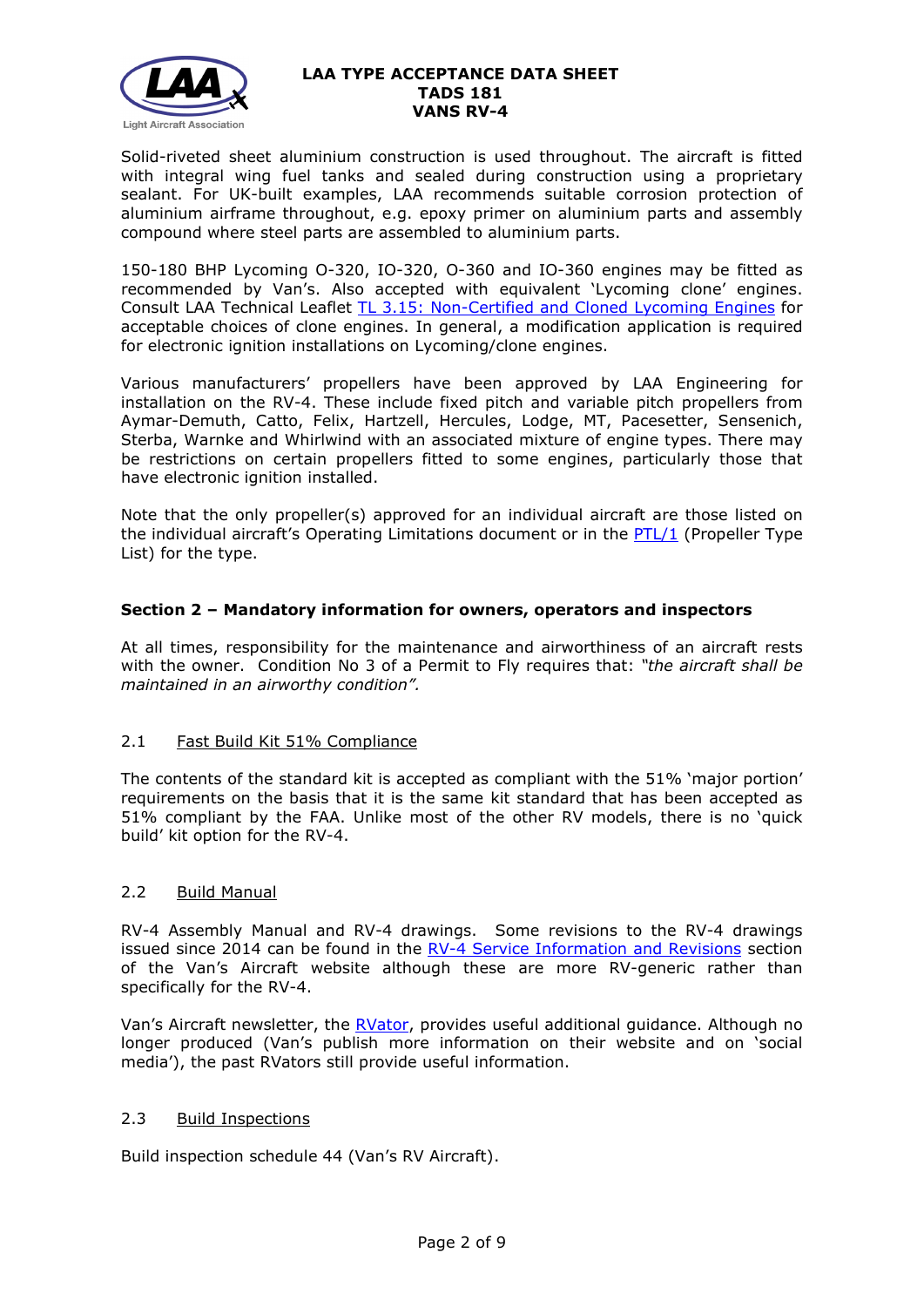Solid-riveted sheet aluminium construction is used throughout. The aircraft is fitted with integral wing fuel tanks and sealed during construction using a proprietary sealant. For UK-built examples, LAA recommends suitable corrosion protection of aluminium airframe throughout, e.g. epoxy primer on aluminium parts and assembly compound where steel parts are assembled to aluminium parts.

150-180 BHP Lycoming O-320, IO-320, O-360 and IO-360 engines may be fitted as recommended by Van's. Also accepted with equivalent 'Lycoming clone' engines. Consult LAA Technical Leaflet TL 3.15: Non-Certified and Cloned Lycoming Engines for acceptable choices of clone engines. In general, a modification application is required for electronic ignition installations on Lycoming/clone engines.

Various manufacturers' propellers have been approved by LAA Engineering for installation on the RV-4. These include fixed pitch and variable pitch propellers from Aymar-Demuth, Catto, Felix, Hartzell, Hercules, Lodge, MT, Pacesetter, Sensenich, Sterba, Warnke and Whirlwind with an associated mixture of engine types. There may be restrictions on certain propellers fitted to some engines, particularly those that have electronic ignition installed.

Note that the only propeller(s) approved for an individual aircraft are those listed on the individual aircraft's Operating Limitations document or in the PTL/1 (Propeller Type List) for the type.

## Section 2 – Mandatory information for owners, operators and inspectors

At all times, responsibility for the maintenance and airworthiness of an aircraft rests with the owner. Condition No 3 of a Permit to Fly requires that: *"the aircraft shall be maintained in an airworthy condition".*

### 2.1 Fast Build Kit 51% Compliance

The contents of the standard kit is accepted as compliant with the 51% 'major portion' requirements on the basis that it is the same kit standard that has been accepted as 51% compliant by the FAA. Unlike most of the other RV models, there is no 'quick build' kit option for the RV-4.

### 2.2 Build Manual

RV-4 Assembly Manual and RV-4 drawings. Some revisions to the RV-4 drawings issued since 2014 can be found in the RV-4 Service Information and Revisions section of the Van's Aircraft website although these are more RV-generic rather than specifically for the RV-4.

Van's Aircraft newsletter, the RVator, provides useful additional guidance. Although no longer produced (Van's publish more information on their website and on 'social media'), the past RVators still provide useful information.

### 2.3 Build Inspections

Build inspection schedule 44 (Van's RV Aircraft).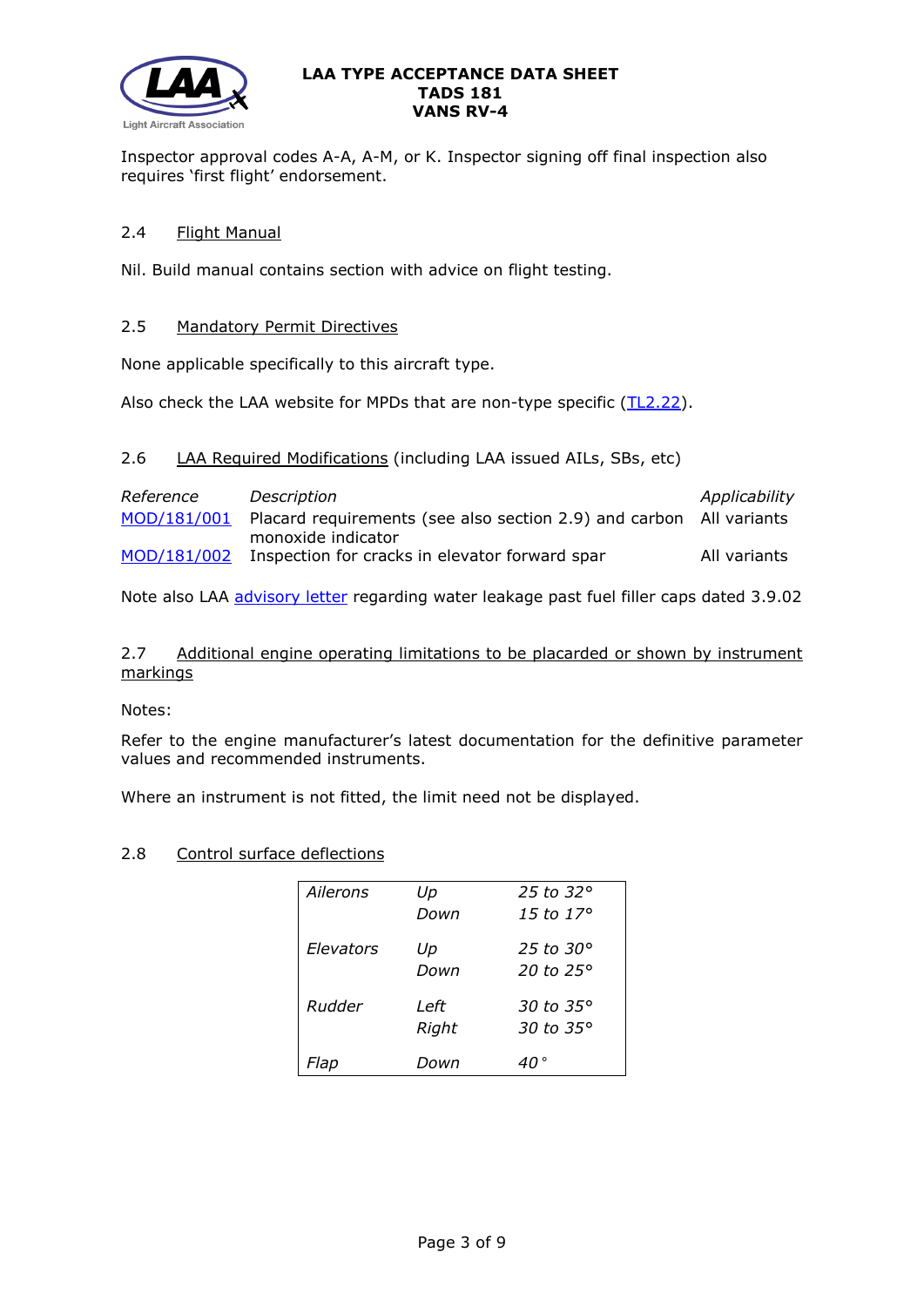Inspector approval codes A-A, A-M, or K. Inspector signing off final inspection also requires 'first flight' endorsement.

## 2.4 Flight Manual

Nil. Build manual contains section with advice on flight testing.

## 2.5 Mandatory Permit Directives

None applicable specifically to this aircraft type.

Also check the LAA website for MPDs that are non-type specific (TL2.22).

## 2.6 LAA Required Modifications (including LAA issued AILs, SBs, etc)

| *Reference* | *Description* | *Applicability* |
|---|---|---|
| MOD/181/001 | Placard requirements (see also section 2.9) and carbon monoxide indicator | All variants |
| MOD/181/002 | Inspection for cracks in elevator forward spar | All variants |

Note also LAA advisory letter regarding water leakage past fuel filler caps dated 3.9.02

## 2.7 Additional engine operating limitations to be placarded or shown by instrument markings

Notes:

Refer to the engine manufacturer's latest documentation for the definitive parameter values and recommended instruments.

Where an instrument is not fitted, the limit need not be displayed.

## 2.8 Control surface deflections

| | | |
|---|---|---|
| *Ailerons* | *Up* | *25 to 32°* |
| | *Down* | *15 to 17°* |
| *Elevators* | *Up* | *25 to 30°* |
| | *Down* | *20 to 25°* |
| *Rudder* | *Left* | *30 to 35°* |
| | *Right* | *30 to 35°* |
| *Flap* | *Down* | *40 °* |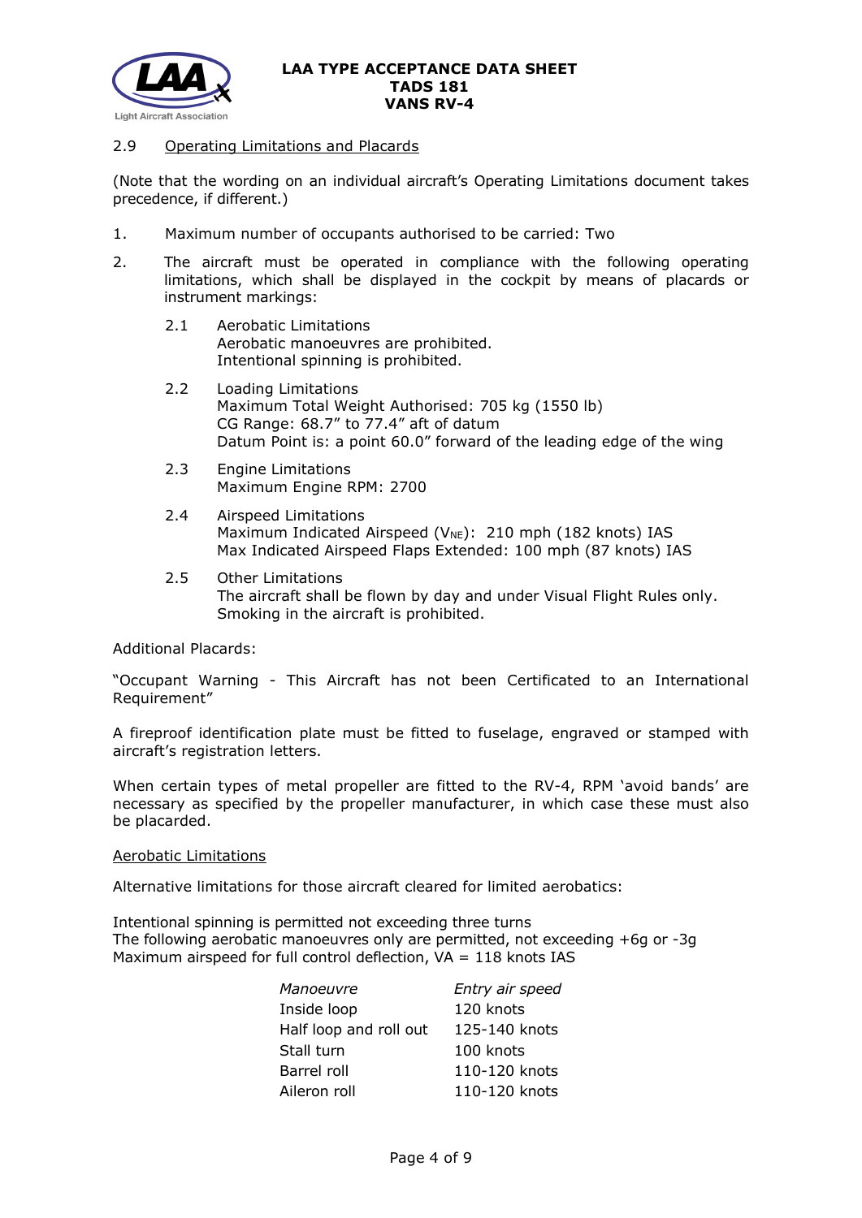## 2.9 Operating Limitations and Placards

(Note that the wording on an individual aircraft's Operating Limitations document takes precedence, if different.)

1. Maximum number of occupants authorised to be carried: Two
2. The aircraft must be operated in compliance with the following operating limitations, which shall be displayed in the cockpit by means of placards or instrument markings:

   2.1 Aerobatic Limitations
   Aerobatic manoeuvres are prohibited.
   Intentional spinning is prohibited.

   2.2 Loading Limitations
   Maximum Total Weight Authorised: 705 kg (1550 lb)
   CG Range: 68.7" to 77.4" aft of datum
   Datum Point is: a point 60.0" forward of the leading edge of the wing

   2.3 Engine Limitations
   Maximum Engine RPM: 2700

   2.4 Airspeed Limitations
   Maximum Indicated Airspeed ($V_{NE}$): 210 mph (182 knots) IAS
   Max Indicated Airspeed Flaps Extended: 100 mph (87 knots) IAS

   2.5 Other Limitations
   The aircraft shall be flown by day and under Visual Flight Rules only.
   Smoking in the aircraft is prohibited.

Additional Placards:

"Occupant Warning - This Aircraft has not been Certificated to an International Requirement"

A fireproof identification plate must be fitted to fuselage, engraved or stamped with aircraft's registration letters.

When certain types of metal propeller are fitted to the RV-4, RPM 'avoid bands' are necessary as specified by the propeller manufacturer, in which case these must also be placarded.

Aerobatic Limitations

Alternative limitations for those aircraft cleared for limited aerobatics:

Intentional spinning is permitted not exceeding three turns
The following aerobatic manoeuvres only are permitted, not exceeding +6g or -3g
Maximum airspeed for full control deflection, VA = 118 knots IAS

| *Manoeuvre* | *Entry air speed* |
|---|---|
| Inside loop | 120 knots |
| Half loop and roll out | 125-140 knots |
| Stall turn | 100 knots |
| Barrel roll | 110-120 knots |
| Aileron roll | 110-120 knots |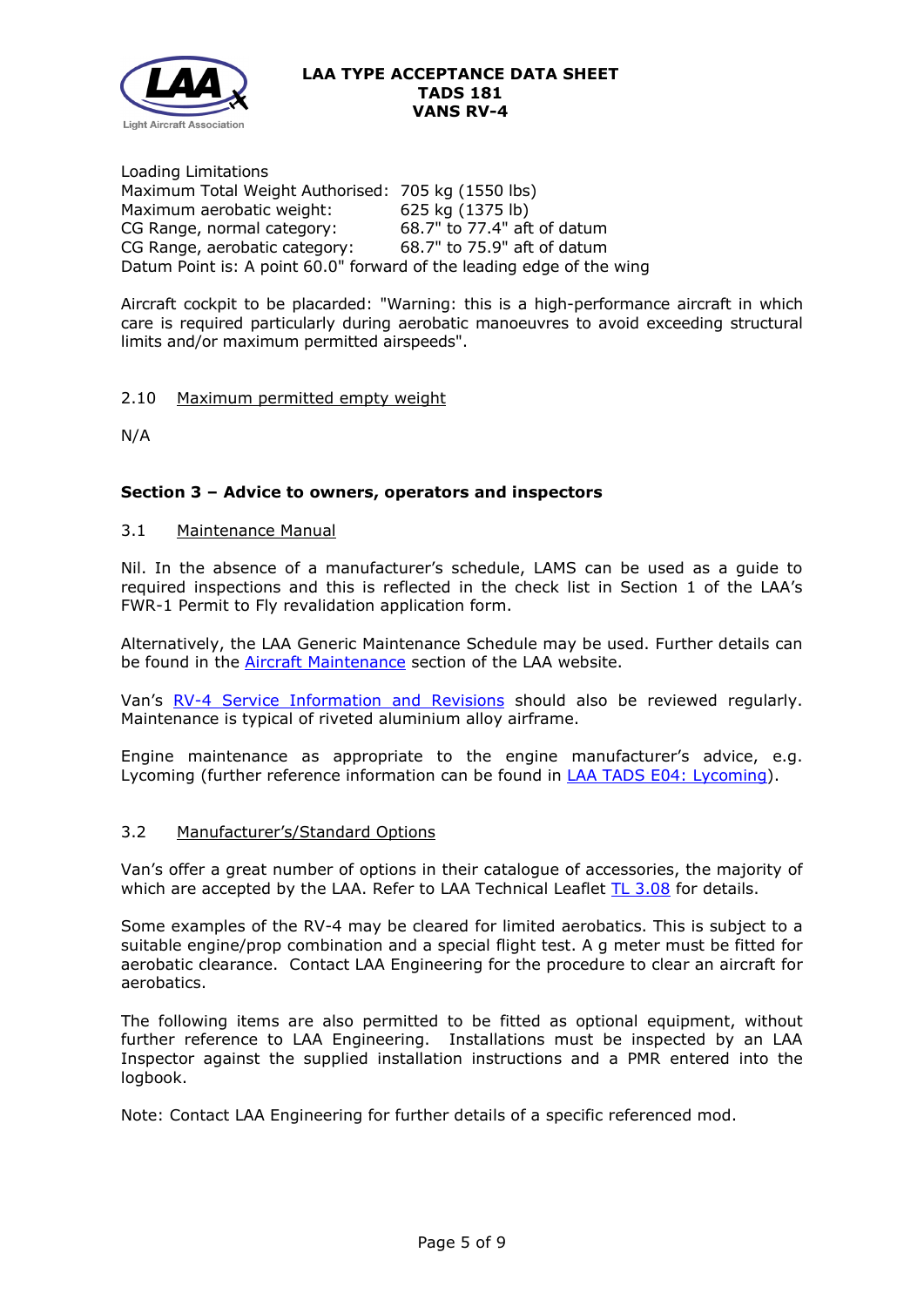Loading Limitations

| | |
|---|---|
| Maximum Total Weight Authorised: | 705 kg (1550 lbs) |
| Maximum aerobatic weight: | 625 kg (1375 lb) |
| CG Range, normal category: | 68.7" to 77.4" aft of datum |
| CG Range, aerobatic category: | 68.7" to 75.9" aft of datum |

Datum Point is: A point 60.0" forward of the leading edge of the wing

Aircraft cockpit to be placarded: "Warning: this is a high-performance aircraft in which care is required particularly during aerobatic manoeuvres to avoid exceeding structural limits and/or maximum permitted airspeeds".

### 2.10 Maximum permitted empty weight

N/A

## Section 3 – Advice to owners, operators and inspectors

### 3.1 Maintenance Manual

Nil. In the absence of a manufacturer's schedule, LAMS can be used as a guide to required inspections and this is reflected in the check list in Section 1 of the LAA's FWR-1 Permit to Fly revalidation application form.

Alternatively, the LAA Generic Maintenance Schedule may be used. Further details can be found in the Aircraft Maintenance section of the LAA website.

Van's RV-4 Service Information and Revisions should also be reviewed regularly. Maintenance is typical of riveted aluminium alloy airframe.

Engine maintenance as appropriate to the engine manufacturer's advice, e.g. Lycoming (further reference information can be found in LAA TADS E04: Lycoming).

### 3.2 Manufacturer's/Standard Options

Van's offer a great number of options in their catalogue of accessories, the majority of which are accepted by the LAA. Refer to LAA Technical Leaflet TL 3.08 for details.

Some examples of the RV-4 may be cleared for limited aerobatics. This is subject to a suitable engine/prop combination and a special flight test. A g meter must be fitted for aerobatic clearance. Contact LAA Engineering for the procedure to clear an aircraft for aerobatics.

The following items are also permitted to be fitted as optional equipment, without further reference to LAA Engineering. Installations must be inspected by an LAA Inspector against the supplied installation instructions and a PMR entered into the logbook.

Note: Contact LAA Engineering for further details of a specific referenced mod.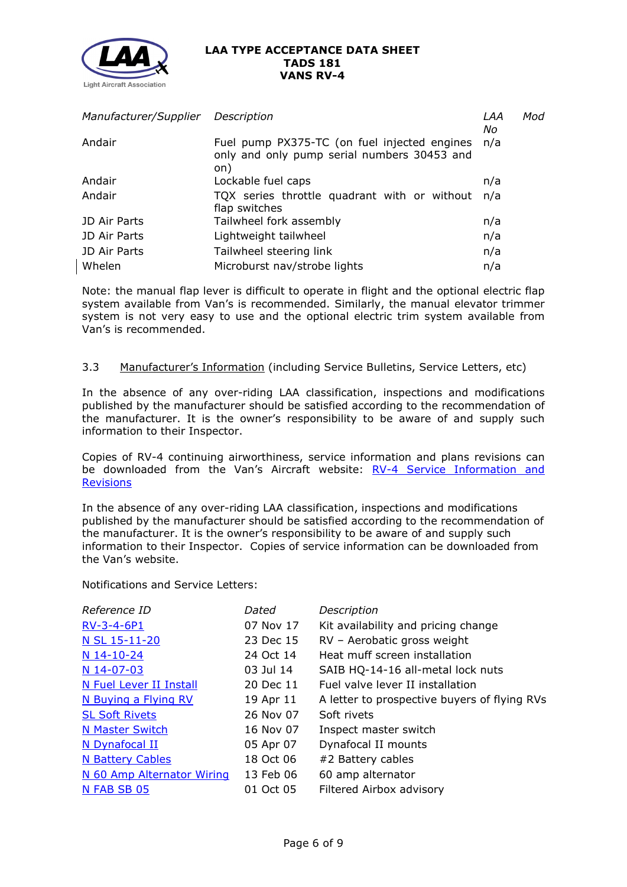| *Manufacturer/Supplier* | *Description* | *LAA No* | *Mod* |
|---|---|---|---|
| Andair | Fuel pump PX375-TC (on fuel injected engines only and only pump serial numbers 30453 and on) | n/a | |
| Andair | Lockable fuel caps | n/a | |
| Andair | TQX series throttle quadrant with or without flap switches | n/a | |
| JD Air Parts | Tailwheel fork assembly | n/a | |
| JD Air Parts | Lightweight tailwheel | n/a | |
| JD Air Parts | Tailwheel steering link | n/a | |
| Whelen | Microburst nav/strobe lights | n/a | |

Note: the manual flap lever is difficult to operate in flight and the optional electric flap system available from Van's is recommended. Similarly, the manual elevator trimmer system is not very easy to use and the optional electric trim system available from Van's is recommended.

3.3 Manufacturer's Information (including Service Bulletins, Service Letters, etc)

In the absence of any over-riding LAA classification, inspections and modifications published by the manufacturer should be satisfied according to the recommendation of the manufacturer. It is the owner's responsibility to be aware of and supply such information to their Inspector.

Copies of RV-4 continuing airworthiness, service information and plans revisions can be downloaded from the Van's Aircraft website: RV-4 Service Information and Revisions

In the absence of any over-riding LAA classification, inspections and modifications published by the manufacturer should be satisfied according to the recommendation of the manufacturer. It is the owner's responsibility to be aware of and supply such information to their Inspector. Copies of service information can be downloaded from the Van's website.

Notifications and Service Letters:

| *Reference ID* | *Dated* | *Description* |
|---|---|---|
| RV-3-4-6P1 | 07 Nov 17 | Kit availability and pricing change |
| N SL 15-11-20 | 23 Dec 15 | RV – Aerobatic gross weight |
| N 14-10-24 | 24 Oct 14 | Heat muff screen installation |
| N 14-07-03 | 03 Jul 14 | SAIB HQ-14-16 all-metal lock nuts |
| N Fuel Lever II Install | 20 Dec 11 | Fuel valve lever II installation |
| N Buying a Flying RV | 19 Apr 11 | A letter to prospective buyers of flying RVs |
| SL Soft Rivets | 26 Nov 07 | Soft rivets |
| N Master Switch | 16 Nov 07 | Inspect master switch |
| N Dynafocal II | 05 Apr 07 | Dynafocal II mounts |
| N Battery Cables | 18 Oct 06 | #2 Battery cables |
| N 60 Amp Alternator Wiring | 13 Feb 06 | 60 amp alternator |
| N FAB SB 05 | 01 Oct 05 | Filtered Airbox advisory |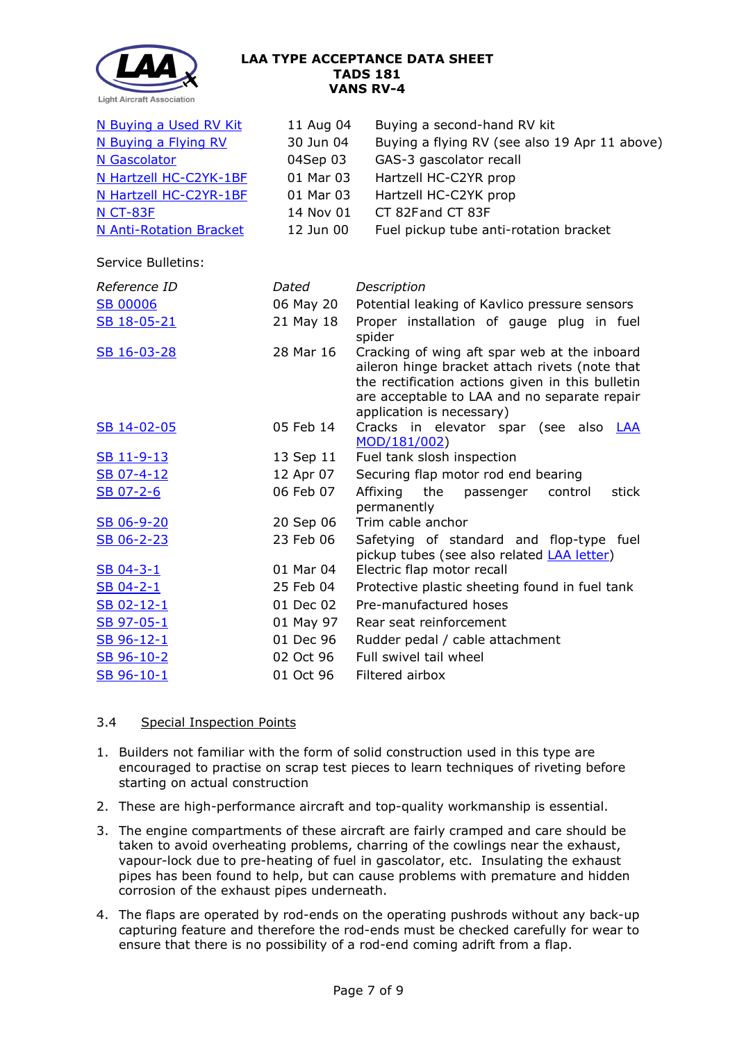| | | |
|---|---|---|
| N Buying a Used RV Kit | 11 Aug 04 | Buying a second-hand RV kit |
| N Buying a Flying RV | 30 Jun 04 | Buying a flying RV (see also 19 Apr 11 above) |
| N Gascolator | 04Sep 03 | GAS-3 gascolator recall |
| N Hartzell HC-C2YK-1BF | 01 Mar 03 | Hartzell HC-C2YR prop |
| N Hartzell HC-C2YR-1BF | 01 Mar 03 | Hartzell HC-C2YK prop |
| N CT-83F | 14 Nov 01 | CT 82Fand CT 83F |
| N Anti-Rotation Bracket | 12 Jun 00 | Fuel pickup tube anti-rotation bracket |

Service Bulletins:

| *Reference ID* | *Dated* | *Description* |
|---|---|---|
| SB 00006 | 06 May 20 | Potential leaking of Kavlico pressure sensors |
| SB 18-05-21 | 21 May 18 | Proper installation of gauge plug in fuel spider |
| SB 16-03-28 | 28 Mar 16 | Cracking of wing aft spar web at the inboard aileron hinge bracket attach rivets (note that the rectification actions given in this bulletin are acceptable to LAA and no separate repair application is necessary) |
| SB 14-02-05 | 05 Feb 14 | Cracks in elevator spar (see also LAA MOD/181/002) |
| SB 11-9-13 | 13 Sep 11 | Fuel tank slosh inspection |
| SB 07-4-12 | 12 Apr 07 | Securing flap motor rod end bearing |
| SB 07-2-6 | 06 Feb 07 | Affixing the passenger control stick permanently |
| SB 06-9-20 | 20 Sep 06 | Trim cable anchor |
| SB 06-2-23 | 23 Feb 06 | Safetying of standard and flop-type fuel pickup tubes (see also related LAA letter) |
| SB 04-3-1 | 01 Mar 04 | Electric flap motor recall |
| SB 04-2-1 | 25 Feb 04 | Protective plastic sheeting found in fuel tank |
| SB 02-12-1 | 01 Dec 02 | Pre-manufactured hoses |
| SB 97-05-1 | 01 May 97 | Rear seat reinforcement |
| SB 96-12-1 | 01 Dec 96 | Rudder pedal / cable attachment |
| SB 96-10-2 | 02 Oct 96 | Full swivel tail wheel |
| SB 96-10-1 | 01 Oct 96 | Filtered airbox |

### 3.4 Special Inspection Points

1. Builders not familiar with the form of solid construction used in this type are encouraged to practise on scrap test pieces to learn techniques of riveting before starting on actual construction
2. These are high-performance aircraft and top-quality workmanship is essential.
3. The engine compartments of these aircraft are fairly cramped and care should be taken to avoid overheating problems, charring of the cowlings near the exhaust, vapour-lock due to pre-heating of fuel in gascolator, etc. Insulating the exhaust pipes has been found to help, but can cause problems with premature and hidden corrosion of the exhaust pipes underneath.
4. The flaps are operated by rod-ends on the operating pushrods without any back-up capturing feature and therefore the rod-ends must be checked carefully for wear to ensure that there is no possibility of a rod-end coming adrift from a flap.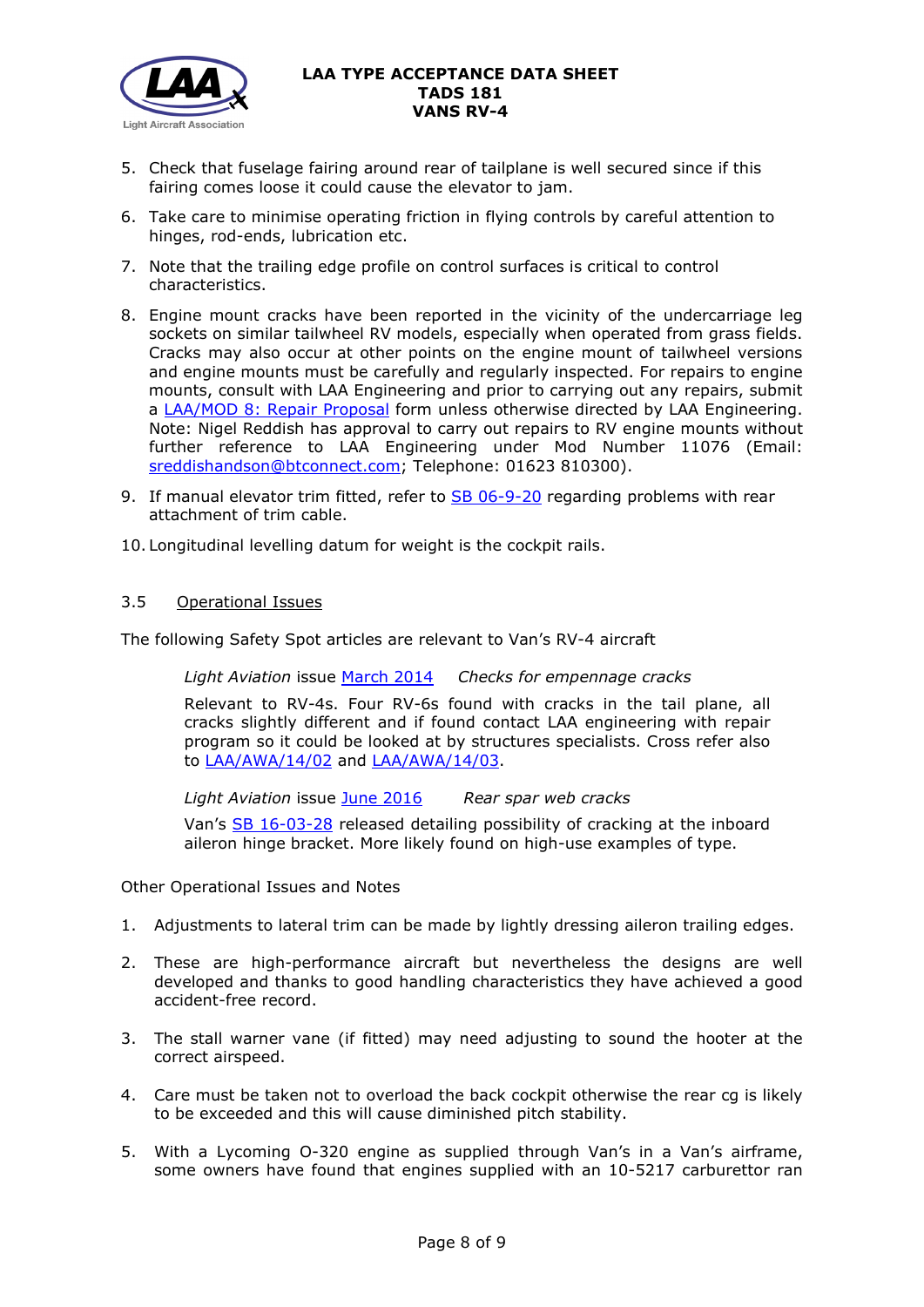5. Check that fuselage fairing around rear of tailplane is well secured since if this fairing comes loose it could cause the elevator to jam.
6. Take care to minimise operating friction in flying controls by careful attention to hinges, rod-ends, lubrication etc.
7. Note that the trailing edge profile on control surfaces is critical to control characteristics.
8. Engine mount cracks have been reported in the vicinity of the undercarriage leg sockets on similar tailwheel RV models, especially when operated from grass fields. Cracks may also occur at other points on the engine mount of tailwheel versions and engine mounts must be carefully and regularly inspected. For repairs to engine mounts, consult with LAA Engineering and prior to carrying out any repairs, submit a LAA/MOD 8: Repair Proposal form unless otherwise directed by LAA Engineering. Note: Nigel Reddish has approval to carry out repairs to RV engine mounts without further reference to LAA Engineering under Mod Number 11076 (Email: sreddishandson@btconnect.com; Telephone: 01623 810300).
9. If manual elevator trim fitted, refer to SB 06-9-20 regarding problems with rear attachment of trim cable.
10. Longitudinal levelling datum for weight is the cockpit rails.

### 3.5 Operational Issues

The following Safety Spot articles are relevant to Van's RV-4 aircraft

*Light Aviation* issue March 2014 *Checks for empennage cracks*

Relevant to RV-4s. Four RV-6s found with cracks in the tail plane, all cracks slightly different and if found contact LAA engineering with repair program so it could be looked at by structures specialists. Cross refer also to LAA/AWA/14/02 and LAA/AWA/14/03.

*Light Aviation* issue June 2016 *Rear spar web cracks*

Van's SB 16-03-28 released detailing possibility of cracking at the inboard aileron hinge bracket. More likely found on high-use examples of type.

Other Operational Issues and Notes

1. Adjustments to lateral trim can be made by lightly dressing aileron trailing edges.
2. These are high-performance aircraft but nevertheless the designs are well developed and thanks to good handling characteristics they have achieved a good accident-free record.
3. The stall warner vane (if fitted) may need adjusting to sound the hooter at the correct airspeed.
4. Care must be taken not to overload the back cockpit otherwise the rear cg is likely to be exceeded and this will cause diminished pitch stability.
5. With a Lycoming O-320 engine as supplied through Van's in a Van's airframe, some owners have found that engines supplied with an 10-5217 carburettor ran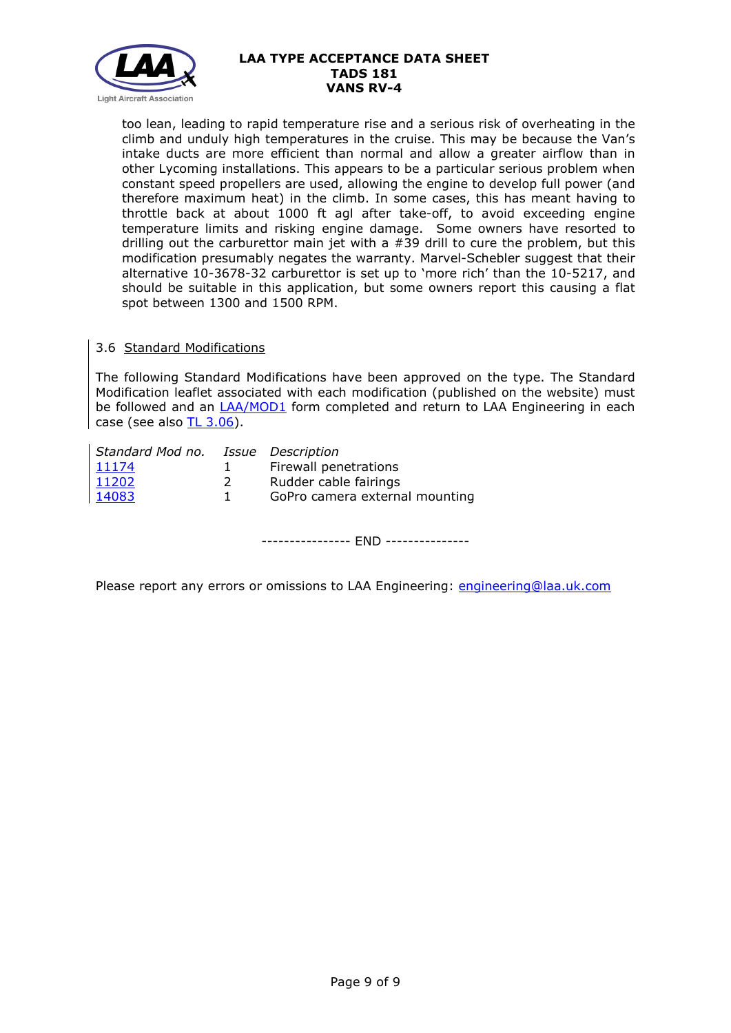too lean, leading to rapid temperature rise and a serious risk of overheating in the climb and unduly high temperatures in the cruise. This may be because the Van's intake ducts are more efficient than normal and allow a greater airflow than in other Lycoming installations. This appears to be a particular serious problem when constant speed propellers are used, allowing the engine to develop full power (and therefore maximum heat) in the climb. In some cases, this has meant having to throttle back at about 1000 ft agl after take-off, to avoid exceeding engine temperature limits and risking engine damage. Some owners have resorted to drilling out the carburettor main jet with a #39 drill to cure the problem, but this modification presumably negates the warranty. Marvel-Schebler suggest that their alternative 10-3678-32 carburettor is set up to 'more rich' than the 10-5217, and should be suitable in this application, but some owners report this causing a flat spot between 1300 and 1500 RPM.

### 3.6 Standard Modifications

The following Standard Modifications have been approved on the type. The Standard Modification leaflet associated with each modification (published on the website) must be followed and an LAA/MOD1 form completed and return to LAA Engineering in each case (see also TL 3.06).

| *Standard Mod no.* | *Issue* | *Description* |
|---|---|---|
| 11174 | 1 | Firewall penetrations |
| 11202 | 2 | Rudder cable fairings |
| 14083 | 1 | GoPro camera external mounting |

---------------- END ---------------

Please report any errors or omissions to LAA Engineering: engineering@laa.uk.com